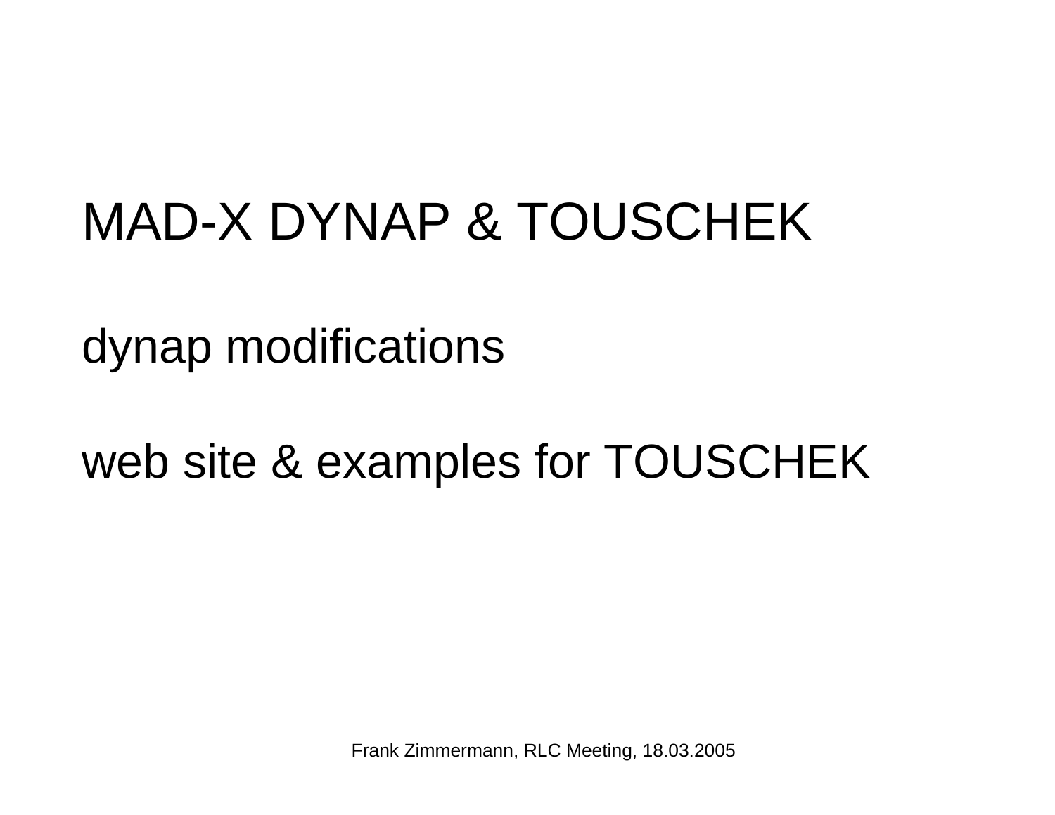# MAD-X DYNAP & TOUSCHEK

dynap modifications

web site & examples for TOUSCHEK

Frank Zimmermann, RLC Meeting, 18.03.2005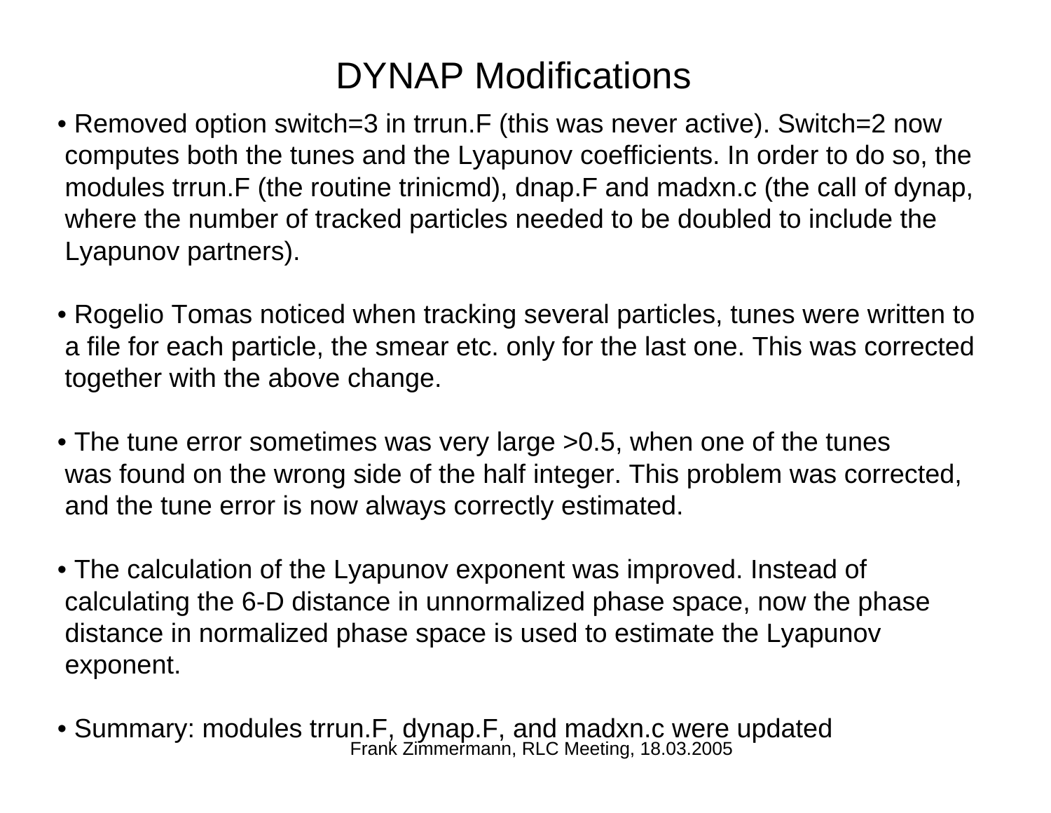# DYNAP Modifications

- Removed option switch=3 in trrun.F (this was never active). Switch=2 now computes both the tunes and the Lyapunov coefficients. In order to do so, the modules trrun.F (the routine trinicmd), dnap.F and madxn.c (the call of dynap, where the number of tracked particles needed to be doubled to include the Lyapunov partners).

- Rogelio Tomas noticed when tracking several particles, tunes were written to a file for each particle, the smear etc. only for the last one. This was corrected together with the above change.

- The tune error sometimes was very large >0.5, when one of the tunes was found on the wrong side of the half integer. This problem was corrected, and the tune error is now always correctly estimated.

- The calculation of the Lyapunov exponent was improved. Instead of calculating the 6-D distance in unnormalized phase space, now the phase distance in normalized phase space is used to estimate the Lyapunov exponent.

- Summary: modules trrun.F, dynap.F, and madxn.c were updated

Frank Zimmermann, RLC Meeting, 18.03.2005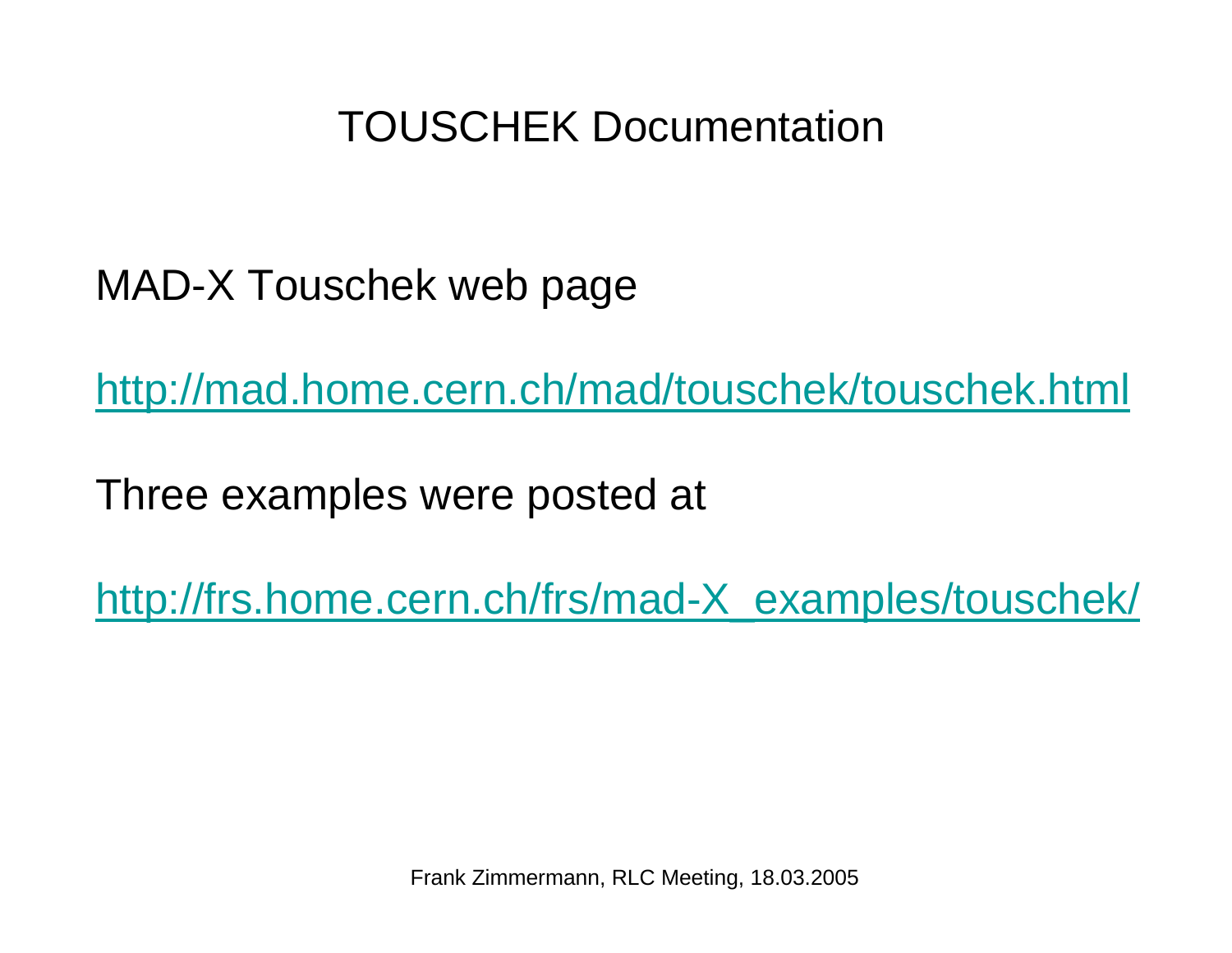# TOUSCHEK Documentation

MAD-X Touschek web page

[http://mad.home.cern.ch/mad/touschek/touschek.html](http://mad.home.cern.ch/mad/touschek/touschek.html)

Three examples were posted at

[http://frs.home.cern.ch/frs/mad-X_examples/touschek/](http://frs.home.cern.ch/frs/mad-X_examples/touschek/)

Frank Zimmermann, RLC Meeting, 18.03.2005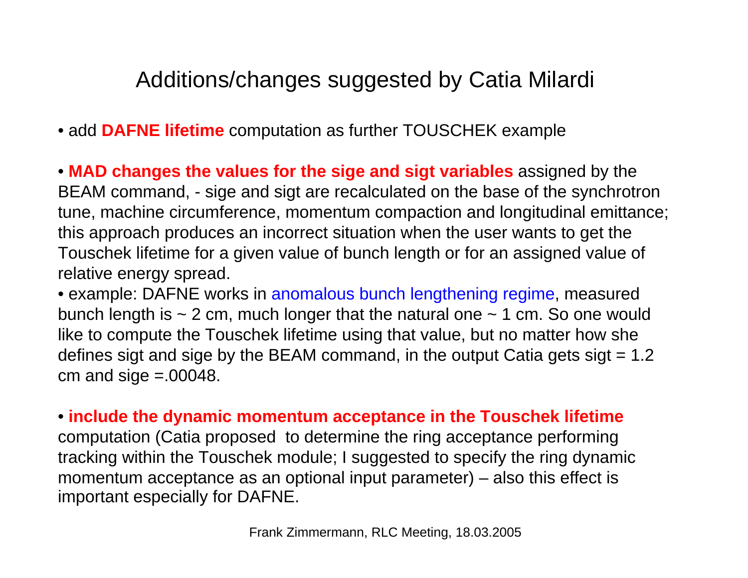# Additions/changes suggested by Catia Milardi

- add **DAFNE lifetime** computation as further TOUSCHEK example

- **MAD changes the values for the sige and sigt variables** assigned by the BEAM command, - sige and sigt are recalculated on the base of the synchrotron tune, machine circumference, momentum compaction and longitudinal emittance; this approach produces an incorrect situation when the user wants to get the Touschek lifetime for a given value of bunch length or for an assigned value of relative energy spread.
- example: DAFNE works in anomalous bunch lengthening regime, measured bunch length is ~ 2 cm, much longer that the natural one ~ 1 cm. So one would like to compute the Touschek lifetime using that value, but no matter how she defines sigt and sige by the BEAM command, in the output Catia gets sigt = 1.2 cm and sige =.00048.

- **include the dynamic momentum acceptance in the Touschek lifetime** computation (Catia proposed to determine the ring acceptance performing tracking within the Touschek module; I suggested to specify the ring dynamic momentum acceptance as an optional input parameter) – also this effect is important especially for DAFNE.

Frank Zimmermann, RLC Meeting, 18.03.2005